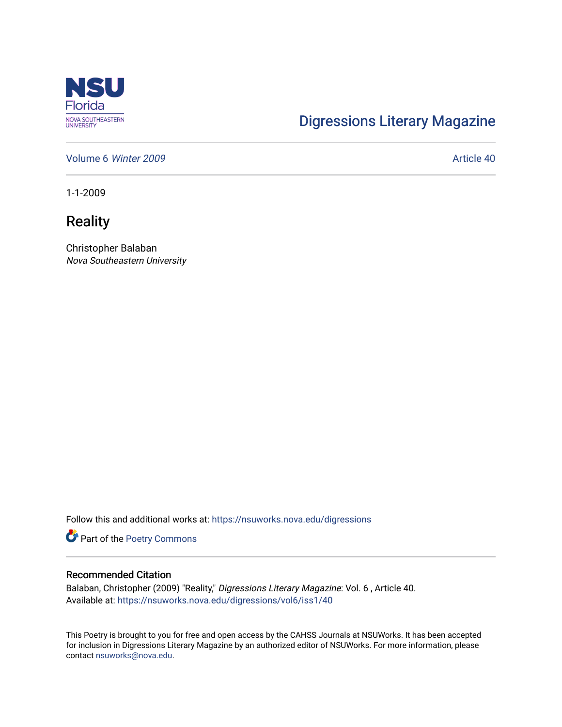NSU Florida
NOVA SOUTHEASTERN UNIVERSITY

Digressions Literary Magazine

Volume 6 *Winter 2009* Article 40

1-1-2009

# Reality

Christopher Balaban
*Nova Southeastern University*

Follow this and additional works at: https://nsuworks.nova.edu/digressions

Part of the Poetry Commons

## Recommended Citation

Balaban, Christopher (2009) "Reality," *Digressions Literary Magazine*: Vol. 6 , Article 40.
Available at: https://nsuworks.nova.edu/digressions/vol6/iss1/40

This Poetry is brought to you for free and open access by the CAHSS Journals at NSUWorks. It has been accepted for inclusion in Digressions Literary Magazine by an authorized editor of NSUWorks. For more information, please contact nsuworks@nova.edu.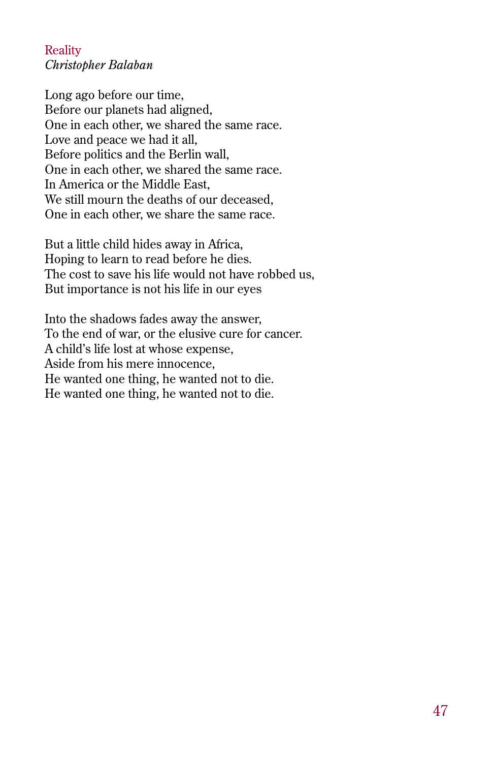## Reality

*Christopher Balaban*

Long ago before our time,
Before our planets had aligned,
One in each other, we shared the same race.
Love and peace we had it all,
Before politics and the Berlin wall,
One in each other, we shared the same race.
In America or the Middle East,
We still mourn the deaths of our deceased,
One in each other, we share the same race.

But a little child hides away in Africa,
Hoping to learn to read before he dies.
The cost to save his life would not have robbed us,
But importance is not his life in our eyes

Into the shadows fades away the answer,
To the end of war, or the elusive cure for cancer.
A child's life lost at whose expense,
Aside from his mere innocence,
He wanted one thing, he wanted not to die.
He wanted one thing, he wanted not to die.